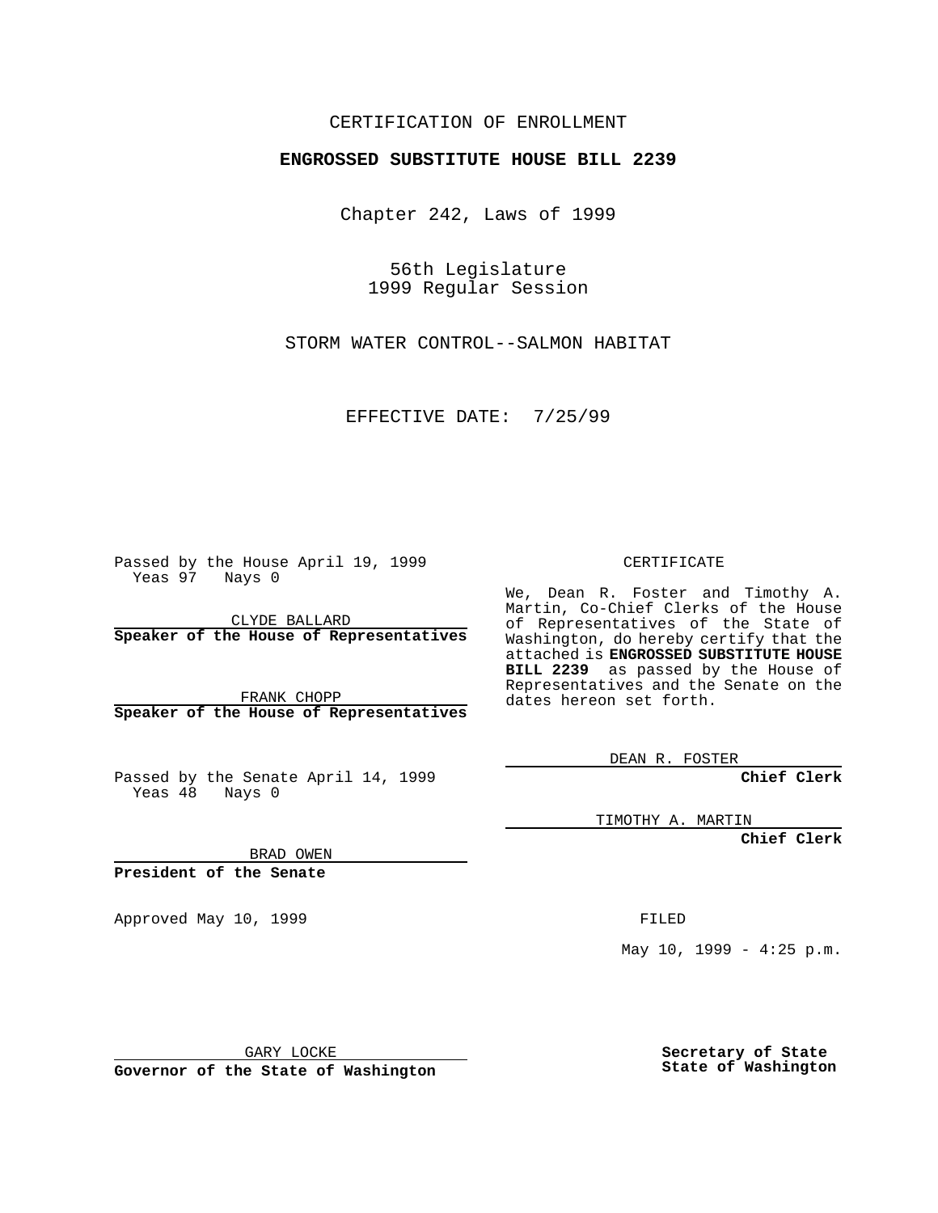CERTIFICATION OF ENROLLMENT

**ENGROSSED SUBSTITUTE HOUSE BILL 2239**

Chapter 242, Laws of 1999

56th Legislature
1999 Regular Session

STORM WATER CONTROL--SALMON HABITAT

EFFECTIVE DATE: 7/25/99

Passed by the House April 19, 1999
Yeas 97 Nays 0

CLYDE BALLARD
**Speaker of the House of Representatives**

FRANK CHOPP
**Speaker of the House of Representatives**

Passed by the Senate April 14, 1999
Yeas 48 Nays 0

BRAD OWEN
**President of the Senate**

Approved May 10, 1999

GARY LOCKE
**Governor of the State of Washington**

CERTIFICATE

We, Dean R. Foster and Timothy A. Martin, Co-Chief Clerks of the House of Representatives of the State of Washington, do hereby certify that the attached is **ENGROSSED SUBSTITUTE HOUSE BILL 2239** as passed by the House of Representatives and the Senate on the dates hereon set forth.

DEAN R. FOSTER
**Chief Clerk**

TIMOTHY A. MARTIN
**Chief Clerk**

FILED

May 10, 1999 - 4:25 p.m.

**Secretary of State**
**State of Washington**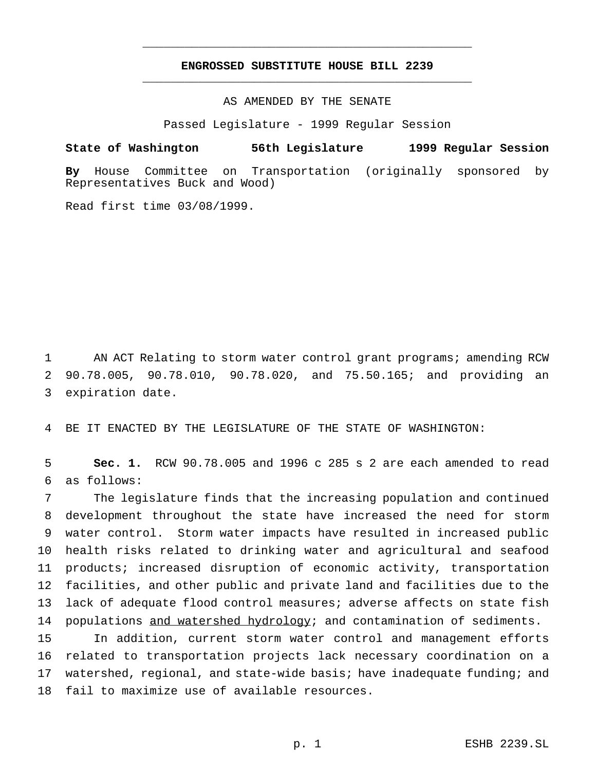# ENGROSSED SUBSTITUTE HOUSE BILL 2239

AS AMENDED BY THE SENATE

Passed Legislature - 1999 Regular Session

**State of Washington 56th Legislature 1999 Regular Session**

**By** House Committee on Transportation (originally sponsored by Representatives Buck and Wood)

Read first time 03/08/1999.

AN ACT Relating to storm water control grant programs; amending RCW 90.78.005, 90.78.010, 90.78.020, and 75.50.165; and providing an expiration date.

BE IT ENACTED BY THE LEGISLATURE OF THE STATE OF WASHINGTON:

**Sec. 1.** RCW 90.78.005 and 1996 c 285 s 2 are each amended to read as follows:

The legislature finds that the increasing population and continued development throughout the state have increased the need for storm water control. Storm water impacts have resulted in increased public health risks related to drinking water and agricultural and seafood products; increased disruption of economic activity, transportation facilities, and other public and private land and facilities due to the lack of adequate flood control measures; adverse affects on state fish populations <u>and watershed hydrology</u>; and contamination of sediments.

In addition, current storm water control and management efforts related to transportation projects lack necessary coordination on a watershed, regional, and state-wide basis; have inadequate funding; and fail to maximize use of available resources.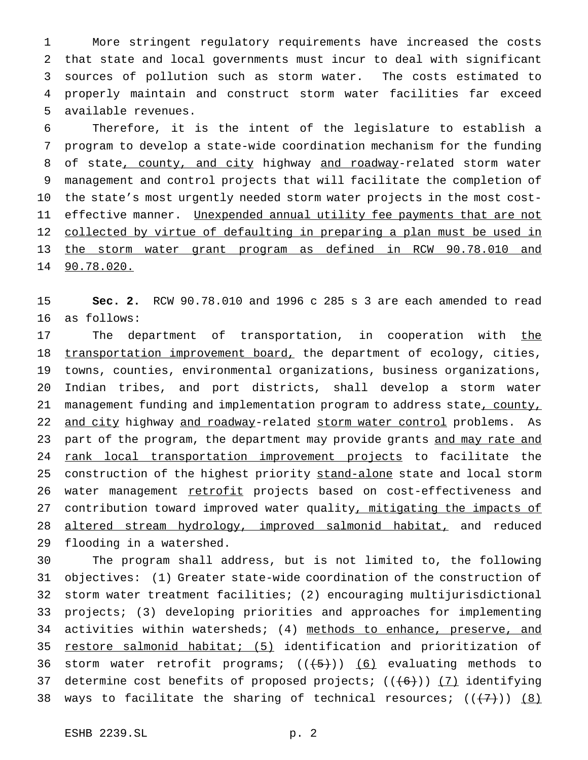More stringent regulatory requirements have increased the costs that state and local governments must incur to deal with significant sources of pollution such as storm water. The costs estimated to properly maintain and construct storm water facilities far exceed available revenues.

Therefore, it is the intent of the legislature to establish a program to develop a state-wide coordination mechanism for the funding of state, county, and city highway and roadway-related storm water management and control projects that will facilitate the completion of the state's most urgently needed storm water projects in the most cost-effective manner. Unexpended annual utility fee payments that are not collected by virtue of defaulting in preparing a plan must be used in the storm water grant program as defined in RCW 90.78.010 and 90.78.020.

**Sec. 2.** RCW 90.78.010 and 1996 c 285 s 3 are each amended to read as follows:

The department of transportation, in cooperation with the transportation improvement board, the department of ecology, cities, towns, counties, environmental organizations, business organizations, Indian tribes, and port districts, shall develop a storm water management funding and implementation program to address state, county, and city highway and roadway-related storm water control problems. As part of the program, the department may provide grants and may rate and rank local transportation improvement projects to facilitate the construction of the highest priority stand-alone state and local storm water management retrofit projects based on cost-effectiveness and contribution toward improved water quality, mitigating the impacts of altered stream hydrology, improved salmonid habitat, and reduced flooding in a watershed.

The program shall address, but is not limited to, the following objectives: (1) Greater state-wide coordination of the construction of storm water treatment facilities; (2) encouraging multijurisdictional projects; (3) developing priorities and approaches for implementing activities within watersheds; (4) methods to enhance, preserve, and restore salmonid habitat; (5) identification and prioritization of storm water retrofit programs; ((~~(5)~~)) (6) evaluating methods to determine cost benefits of proposed projects; ((~~(6)~~)) (7) identifying ways to facilitate the sharing of technical resources; ((~~(7)~~)) (8)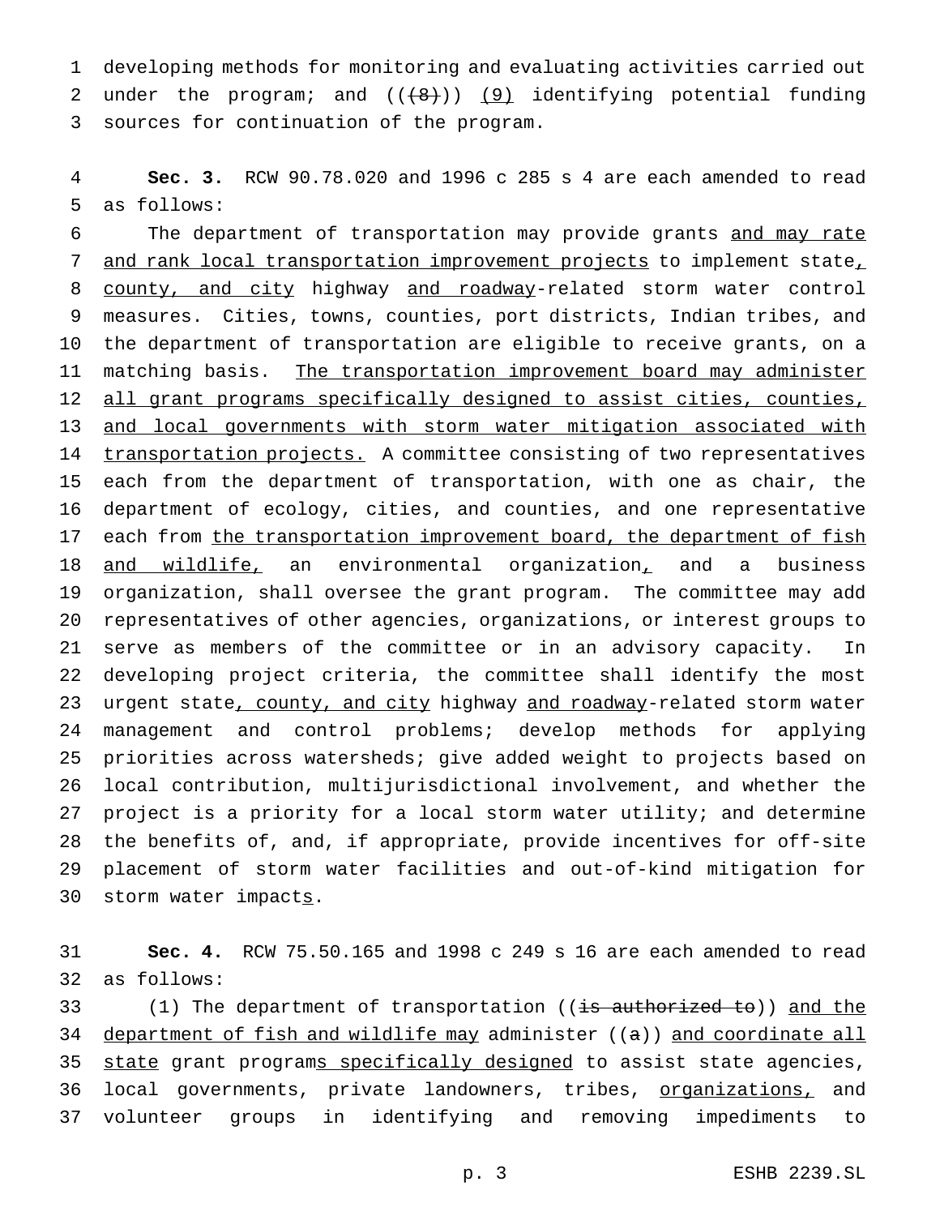developing methods for monitoring and evaluating activities carried out under the program; and ((~~(8)~~)) <u>(9)</u> identifying potential funding sources for continuation of the program.

**Sec. 3.** RCW 90.78.020 and 1996 c 285 s 4 are each amended to read as follows:

The department of transportation may provide grants <u>and may rate and rank local transportation improvement projects</u> to implement state<u>, county, and city</u> highway <u>and roadway</u>-related storm water control measures. Cities, towns, counties, port districts, Indian tribes, and the department of transportation are eligible to receive grants, on a matching basis. <u>The transportation improvement board may administer all grant programs specifically designed to assist cities, counties, and local governments with storm water mitigation associated with transportation projects.</u> A committee consisting of two representatives each from the department of transportation, with one as chair, the department of ecology, cities, and counties, and one representative each from <u>the transportation improvement board, the department of fish and wildlife,</u> an environmental organization<u>,</u> and a business organization, shall oversee the grant program. The committee may add representatives of other agencies, organizations, or interest groups to serve as members of the committee or in an advisory capacity. In developing project criteria, the committee shall identify the most urgent state<u>, county, and city</u> highway <u>and roadway</u>-related storm water management and control problems; develop methods for applying priorities across watersheds; give added weight to projects based on local contribution, multijurisdictional involvement, and whether the project is a priority for a local storm water utility; and determine the benefits of, and, if appropriate, provide incentives for off-site placement of storm water facilities and out-of-kind mitigation for storm water impact<u>s</u>.

**Sec. 4.** RCW 75.50.165 and 1998 c 249 s 16 are each amended to read as follows:

(1) The department of transportation ((~~is authorized to~~)) <u>and the department of fish and wildlife may</u> administer ((~~a~~)) <u>and coordinate all state</u> grant program<u>s specifically designed</u> to assist state agencies, local governments, private landowners, tribes, <u>organizations,</u> and volunteer groups in identifying and removing impediments to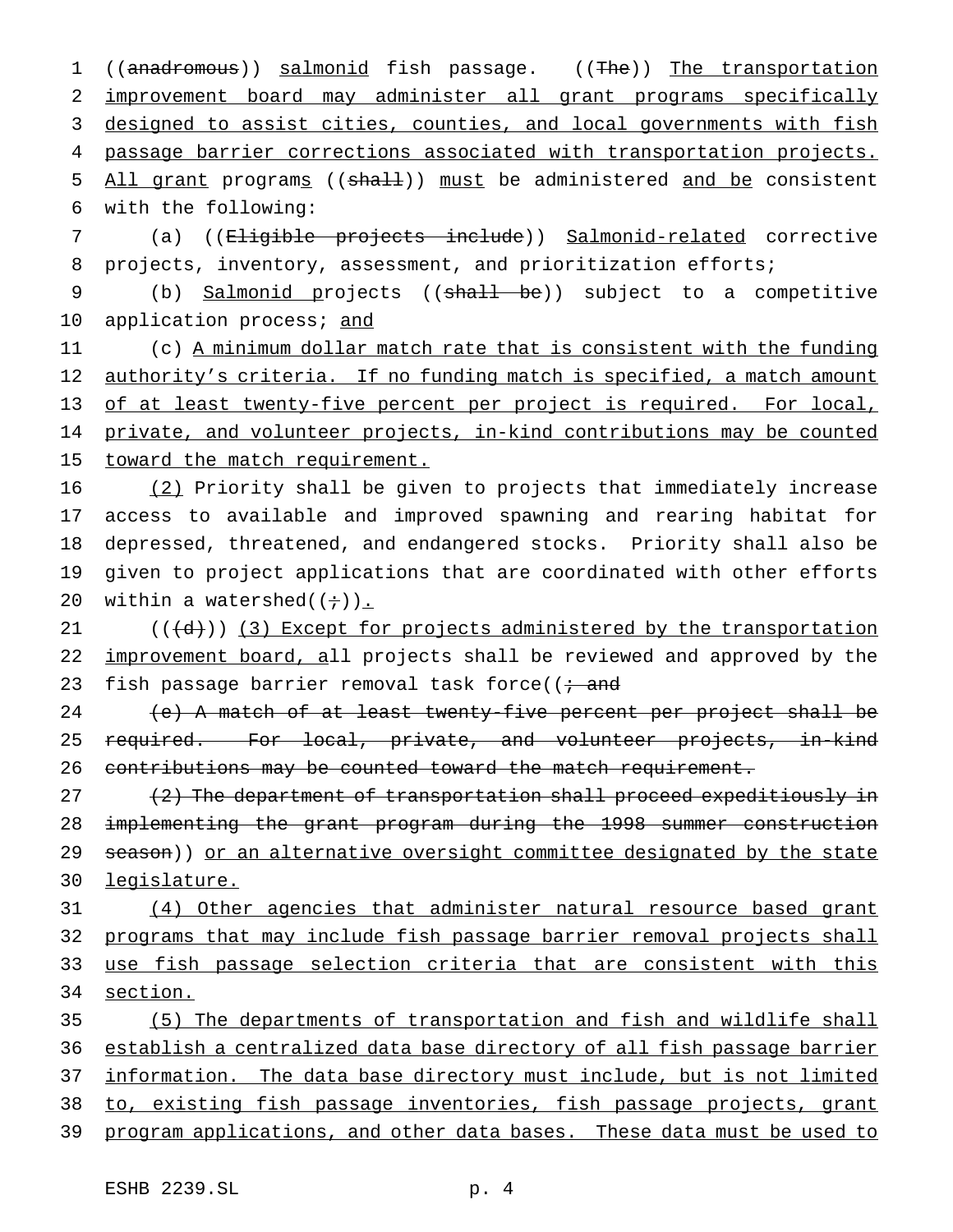((~~anadromous~~)) <u>salmonid</u> fish passage. ((~~The~~)) <u>The transportation improvement board may administer all grant programs specifically designed to assist cities, counties, and local governments with fish passage barrier corrections associated with transportation projects. All grant</u> program<u>s</u> ((~~shall~~)) <u>must</u> be administered <u>and be</u> consistent with the following:

(a) ((~~Eligible projects include~~)) <u>Salmonid-related</u> corrective projects, inventory, assessment, and prioritization efforts;

(b) <u>Salmonid p</u>rojects ((~~shall be~~)) subject to a competitive application process; <u>and</u>

(c) <u>A minimum dollar match rate that is consistent with the funding authority's criteria. If no funding match is specified, a match amount of at least twenty-five percent per project is required. For local, private, and volunteer projects, in-kind contributions may be counted toward the match requirement.</u>

<u>(2)</u> Priority shall be given to projects that immediately increase access to available and improved spawning and rearing habitat for depressed, threatened, and endangered stocks. Priority shall also be given to project applications that are coordinated with other efforts within a watershed((~~;~~))<u>.</u>

((~~(d)~~)) <u>(3) Except for projects administered by the transportation improvement board, a</u>ll projects shall be reviewed and approved by the fish passage barrier removal task force((~~; and~~

~~(e) A match of at least twenty-five percent per project shall be required. For local, private, and volunteer projects, in-kind contributions may be counted toward the match requirement.~~

~~(2) The department of transportation shall proceed expeditiously in implementing the grant program during the 1998 summer construction season~~)) <u>or an alternative oversight committee designated by the state legislature.</u>

<u>(4) Other agencies that administer natural resource based grant programs that may include fish passage barrier removal projects shall use fish passage selection criteria that are consistent with this section.</u>

<u>(5) The departments of transportation and fish and wildlife shall establish a centralized data base directory of all fish passage barrier information. The data base directory must include, but is not limited to, existing fish passage inventories, fish passage projects, grant program applications, and other data bases. These data must be used to</u>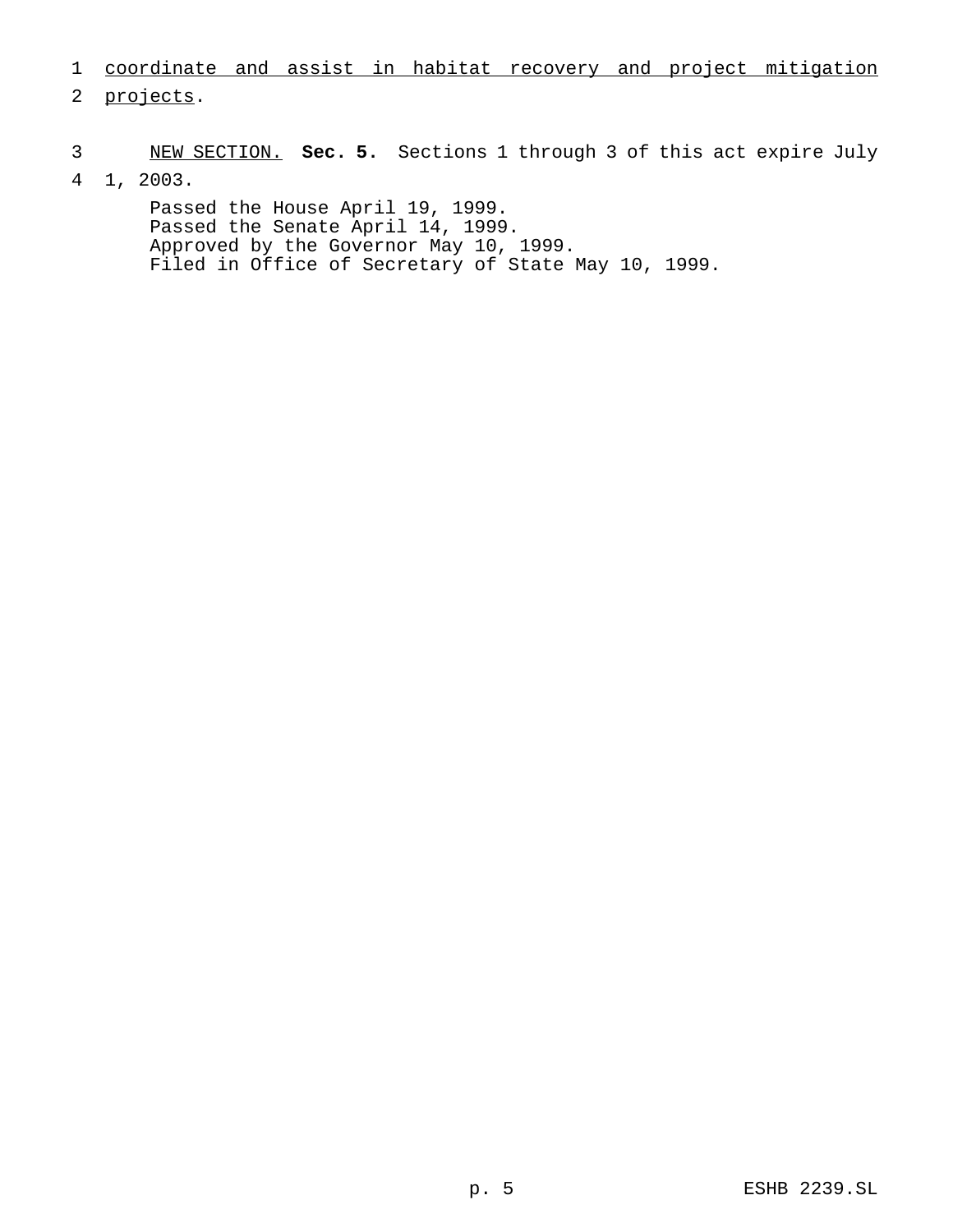coordinate and assist in habitat recovery and project mitigation projects.

NEW SECTION. **Sec. 5.** Sections 1 through 3 of this act expire July 1, 2003.

Passed the House April 19, 1999.
Passed the Senate April 14, 1999.
Approved by the Governor May 10, 1999.
Filed in Office of Secretary of State May 10, 1999.